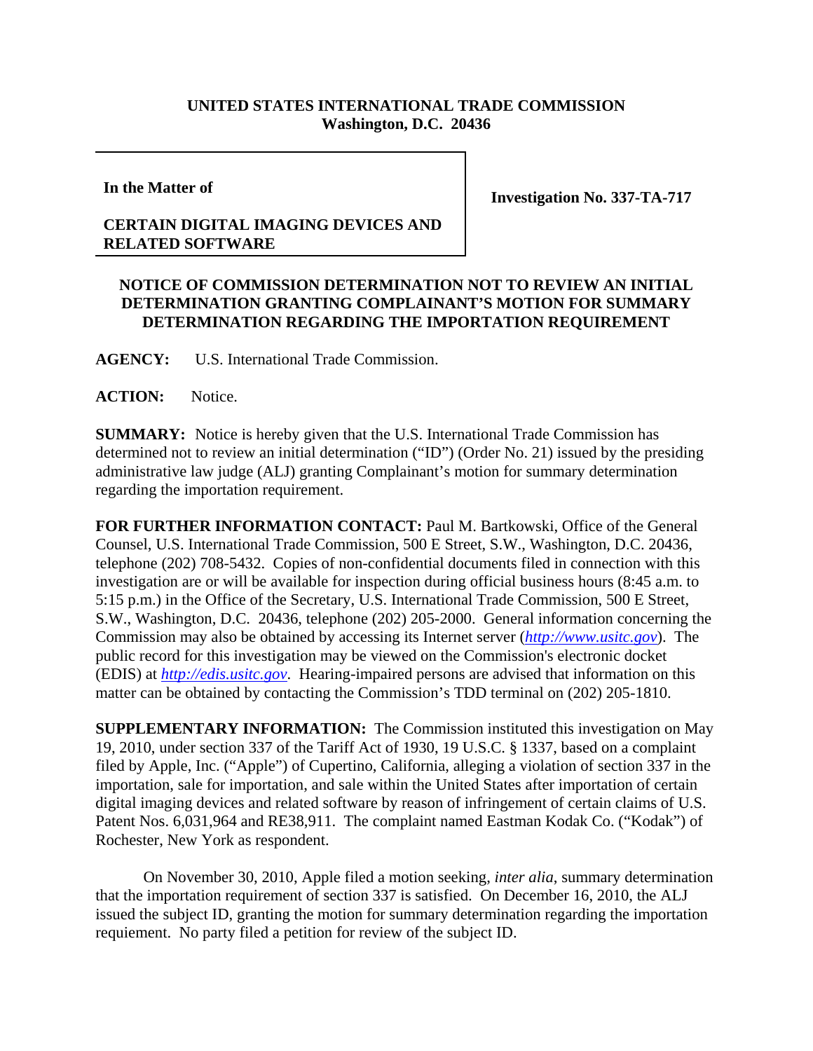**UNITED STATES INTERNATIONAL TRADE COMMISSION**
**Washington, D.C. 20436**

| **In the Matter of** <br><br> **CERTAIN DIGITAL IMAGING DEVICES AND RELATED SOFTWARE** | **Investigation No. 337-TA-717** |
| --- | --- |

**NOTICE OF COMMISSION DETERMINATION NOT TO REVIEW AN INITIAL DETERMINATION GRANTING COMPLAINANT'S MOTION FOR SUMMARY DETERMINATION REGARDING THE IMPORTATION REQUIREMENT**

**AGENCY:** U.S. International Trade Commission.

**ACTION:** Notice.

**SUMMARY:** Notice is hereby given that the U.S. International Trade Commission has determined not to review an initial determination ("ID") (Order No. 21) issued by the presiding administrative law judge (ALJ) granting Complainant's motion for summary determination regarding the importation requirement.

**FOR FURTHER INFORMATION CONTACT:** Paul M. Bartkowski, Office of the General Counsel, U.S. International Trade Commission, 500 E Street, S.W., Washington, D.C. 20436, telephone (202) 708-5432. Copies of non-confidential documents filed in connection with this investigation are or will be available for inspection during official business hours (8:45 a.m. to 5:15 p.m.) in the Office of the Secretary, U.S. International Trade Commission, 500 E Street, S.W., Washington, D.C. 20436, telephone (202) 205-2000. General information concerning the Commission may also be obtained by accessing its Internet server (*http://www.usitc.gov*). The public record for this investigation may be viewed on the Commission's electronic docket (EDIS) at *http://edis.usitc.gov*. Hearing-impaired persons are advised that information on this matter can be obtained by contacting the Commission's TDD terminal on (202) 205-1810.

**SUPPLEMENTARY INFORMATION:** The Commission instituted this investigation on May 19, 2010, under section 337 of the Tariff Act of 1930, 19 U.S.C. § 1337, based on a complaint filed by Apple, Inc. ("Apple") of Cupertino, California, alleging a violation of section 337 in the importation, sale for importation, and sale within the United States after importation of certain digital imaging devices and related software by reason of infringement of certain claims of U.S. Patent Nos. 6,031,964 and RE38,911. The complaint named Eastman Kodak Co. ("Kodak") of Rochester, New York as respondent.

On November 30, 2010, Apple filed a motion seeking, *inter alia*, summary determination that the importation requirement of section 337 is satisfied. On December 16, 2010, the ALJ issued the subject ID, granting the motion for summary determination regarding the importation requiement. No party filed a petition for review of the subject ID.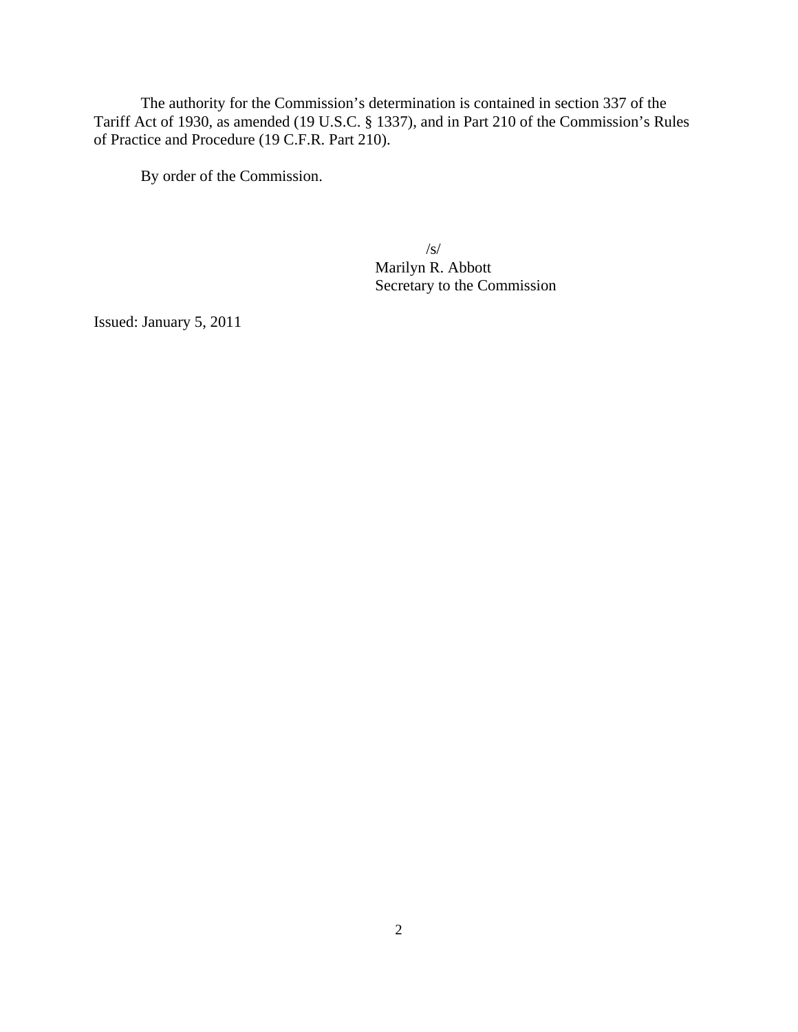The authority for the Commission's determination is contained in section 337 of the Tariff Act of 1930, as amended (19 U.S.C. § 1337), and in Part 210 of the Commission's Rules of Practice and Procedure (19 C.F.R. Part 210).

By order of the Commission.

/s/
Marilyn R. Abbott
Secretary to the Commission

Issued: January 5, 2011